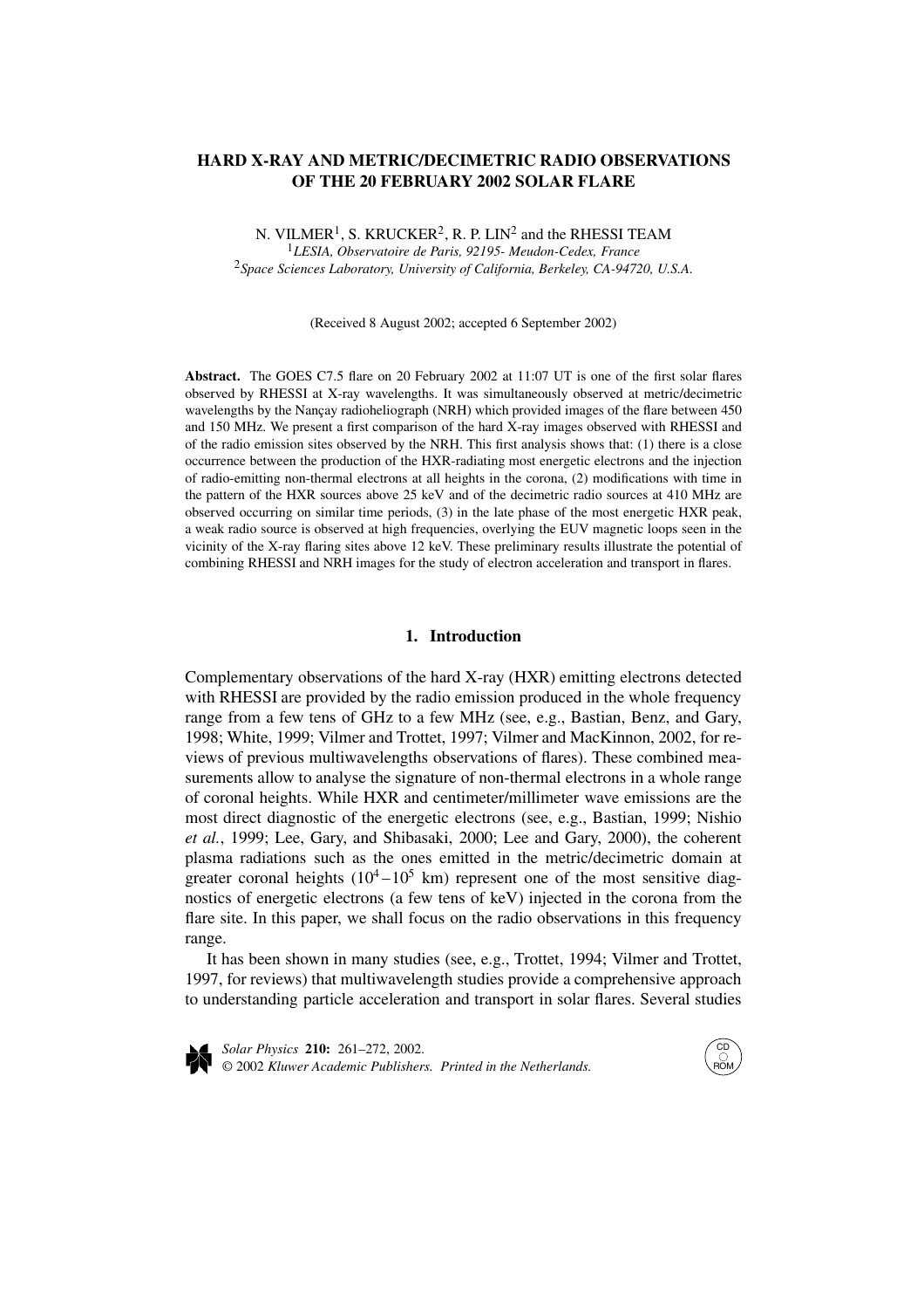# HARD X-RAY AND METRIC/DECIMETRIC RADIO OBSERVATIONS OF THE 20 FEBRUARY 2002 SOLAR FLARE

N. VILMER[1], S. KRUCKER[2], R. P. LIN[2] and the RHESSI TEAM

[1]*LESIA, Observatoire de Paris, 92195- Meudon-Cedex, France*

[2]*Space Sciences Laboratory, University of California, Berkeley, CA-94720, U.S.A.*

(Received 8 August 2002; accepted 6 September 2002)

**Abstract.** The GOES C7.5 flare on 20 February 2002 at 11:07 UT is one of the first solar flares observed by RHESSI at X-ray wavelengths. It was simultaneously observed at metric/decimetric wavelengths by the Nançay radioheliograph (NRH) which provided images of the flare between 450 and 150 MHz. We present a first comparison of the hard X-ray images observed with RHESSI and of the radio emission sites observed by the NRH. This first analysis shows that: (1) there is a close occurrence between the production of the HXR-radiating most energetic electrons and the injection of radio-emitting non-thermal electrons at all heights in the corona, (2) modifications with time in the pattern of the HXR sources above 25 keV and of the decimetric radio sources at 410 MHz are observed occurring on similar time periods, (3) in the late phase of the most energetic HXR peak, a weak radio source is observed at high frequencies, overlying the EUV magnetic loops seen in the vicinity of the X-ray flaring sites above 12 keV. These preliminary results illustrate the potential of combining RHESSI and NRH images for the study of electron acceleration and transport in flares.

## 1. Introduction

Complementary observations of the hard X-ray (HXR) emitting electrons detected with RHESSI are provided by the radio emission produced in the whole frequency range from a few tens of GHz to a few MHz (see, e.g., Bastian, Benz, and Gary, 1998; White, 1999; Vilmer and Trottet, 1997; Vilmer and MacKinnon, 2002, for reviews of previous multiwavelengths observations of flares). These combined measurements allow to analyse the signature of non-thermal electrons in a whole range of coronal heights. While HXR and centimeter/millimeter wave emissions are the most direct diagnostic of the energetic electrons (see, e.g., Bastian, 1999; Nishio *et al.*, 1999; Lee, Gary, and Shibasaki, 2000; Lee and Gary, 2000), the coherent plasma radiations such as the ones emitted in the metric/decimetric domain at greater coronal heights ($10^4$–$10^5$ km) represent one of the most sensitive diagnostics of energetic electrons (a few tens of keV) injected in the corona from the flare site. In this paper, we shall focus on the radio observations in this frequency range.

It has been shown in many studies (see, e.g., Trottet, 1994; Vilmer and Trottet, 1997, for reviews) that multiwavelength studies provide a comprehensive approach to understanding particle acceleration and transport in solar flares. Several studies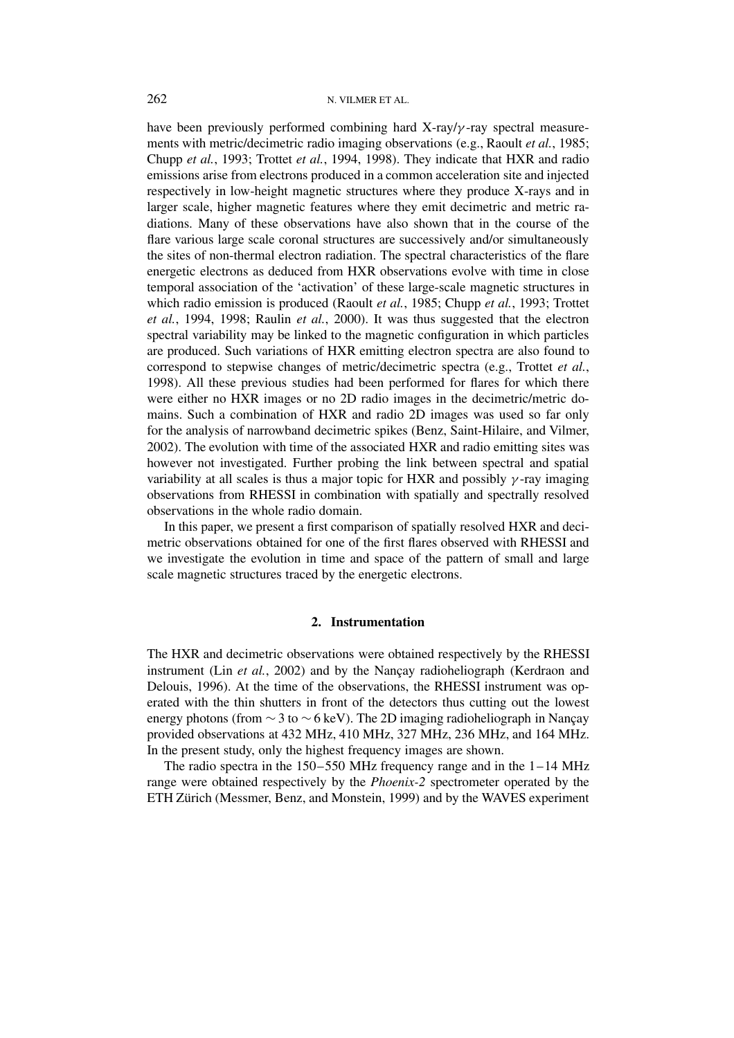have been previously performed combining hard X-ray/$\gamma$-ray spectral measurements with metric/decimetric radio imaging observations (e.g., Raoult *et al.*, 1985; Chupp *et al.*, 1993; Trottet *et al.*, 1994, 1998). They indicate that HXR and radio emissions arise from electrons produced in a common acceleration site and injected respectively in low-height magnetic structures where they produce X-rays and in larger scale, higher magnetic features where they emit decimetric and metric radiations. Many of these observations have also shown that in the course of the flare various large scale coronal structures are successively and/or simultaneously the sites of non-thermal electron radiation. The spectral characteristics of the flare energetic electrons as deduced from HXR observations evolve with time in close temporal association of the 'activation' of these large-scale magnetic structures in which radio emission is produced (Raoult *et al.*, 1985; Chupp *et al.*, 1993; Trottet *et al.*, 1994, 1998; Raulin *et al.*, 2000). It was thus suggested that the electron spectral variability may be linked to the magnetic configuration in which particles are produced. Such variations of HXR emitting electron spectra are also found to correspond to stepwise changes of metric/decimetric spectra (e.g., Trottet *et al.*, 1998). All these previous studies had been performed for flares for which there were either no HXR images or no 2D radio images in the decimetric/metric domains. Such a combination of HXR and radio 2D images was used so far only for the analysis of narrowband decimetric spikes (Benz, Saint-Hilaire, and Vilmer, 2002). The evolution with time of the associated HXR and radio emitting sites was however not investigated. Further probing the link between spectral and spatial variability at all scales is thus a major topic for HXR and possibly $\gamma$-ray imaging observations from RHESSI in combination with spatially and spectrally resolved observations in the whole radio domain.

In this paper, we present a first comparison of spatially resolved HXR and decimetric observations obtained for one of the first flares observed with RHESSI and we investigate the evolution in time and space of the pattern of small and large scale magnetic structures traced by the energetic electrons.

## 2. Instrumentation

The HXR and decimetric observations were obtained respectively by the RHESSI instrument (Lin *et al.*, 2002) and by the Nançay radioheliograph (Kerdraon and Delouis, 1996). At the time of the observations, the RHESSI instrument was operated with the thin shutters in front of the detectors thus cutting out the lowest energy photons (from $\sim 3$ to $\sim 6$ keV). The 2D imaging radioheliograph in Nançay provided observations at 432 MHz, 410 MHz, 327 MHz, 236 MHz, and 164 MHz. In the present study, only the highest frequency images are shown.

The radio spectra in the 150–550 MHz frequency range and in the 1–14 MHz range were obtained respectively by the *Phoenix-2* spectrometer operated by the ETH Zürich (Messmer, Benz, and Monstein, 1999) and by the WAVES experiment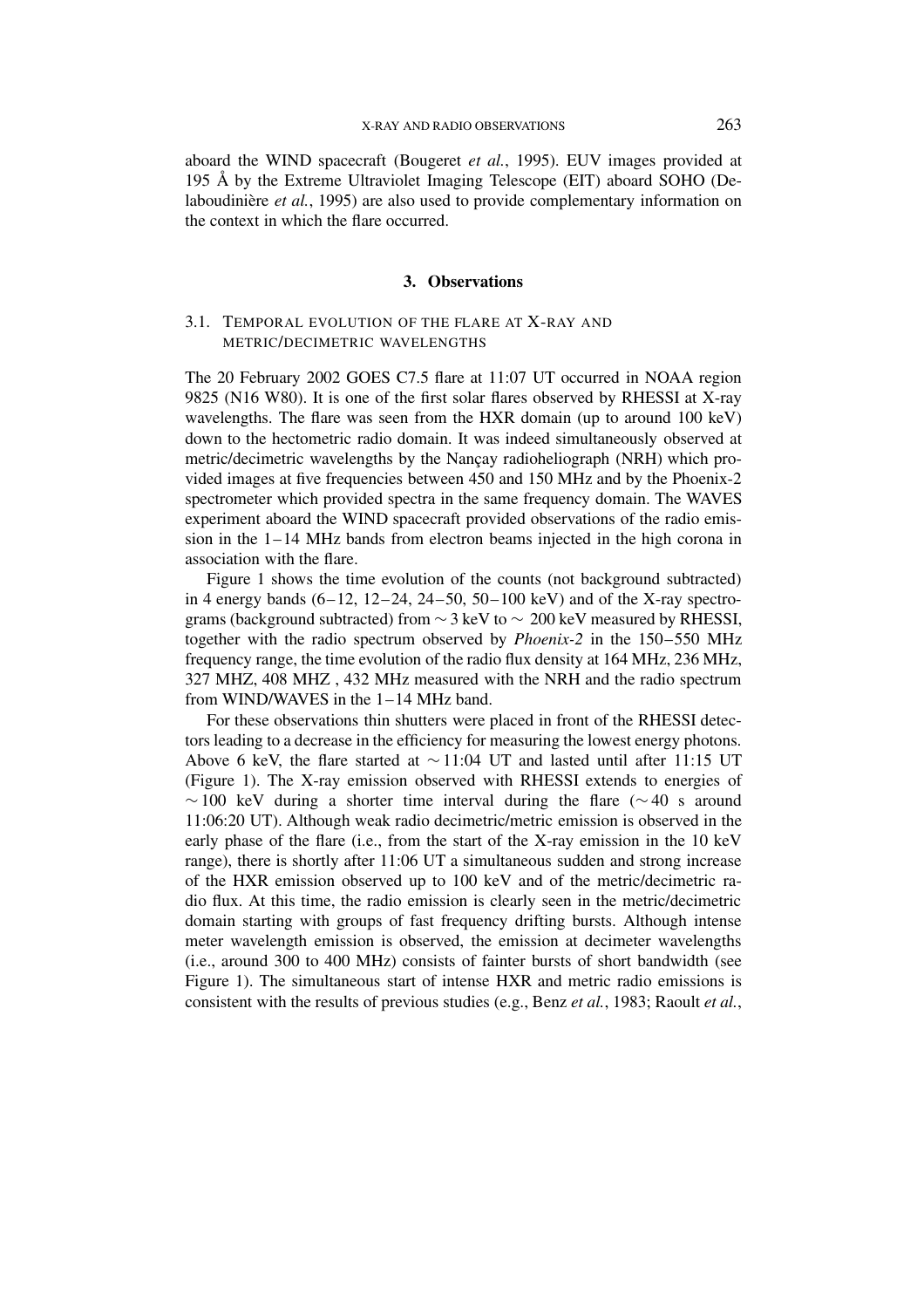aboard the WIND spacecraft (Bougeret *et al.*, 1995). EUV images provided at 195 Å by the Extreme Ultraviolet Imaging Telescope (EIT) aboard SOHO (Delaboudinière *et al.*, 1995) are also used to provide complementary information on the context in which the flare occurred.

## 3. Observations

### 3.1. Temporal evolution of the flare at X-ray and metric/decimetric wavelengths

The 20 February 2002 GOES C7.5 flare at 11:07 UT occurred in NOAA region 9825 (N16 W80). It is one of the first solar flares observed by RHESSI at X-ray wavelengths. The flare was seen from the HXR domain (up to around 100 keV) down to the hectometric radio domain. It was indeed simultaneously observed at metric/decimetric wavelengths by the Nançay radioheliograph (NRH) which provided images at five frequencies between 450 and 150 MHz and by the Phoenix-2 spectrometer which provided spectra in the same frequency domain. The WAVES experiment aboard the WIND spacecraft provided observations of the radio emission in the 1–14 MHz bands from electron beams injected in the high corona in association with the flare.

Figure 1 shows the time evolution of the counts (not background subtracted) in 4 energy bands (6–12, 12–24, 24–50, 50–100 keV) and of the X-ray spectrograms (background subtracted) from $\sim 3$ keV to $\sim$ 200 keV measured by RHESSI, together with the radio spectrum observed by *Phoenix-2* in the 150–550 MHz frequency range, the time evolution of the radio flux density at 164 MHz, 236 MHz, 327 MHZ, 408 MHZ , 432 MHz measured with the NRH and the radio spectrum from WIND/WAVES in the 1–14 MHz band.

For these observations thin shutters were placed in front of the RHESSI detectors leading to a decrease in the efficiency for measuring the lowest energy photons. Above 6 keV, the flare started at $\sim$ 11:04 UT and lasted until after 11:15 UT (Figure 1). The X-ray emission observed with RHESSI extends to energies of $\sim$ 100 keV during a shorter time interval during the flare ($\sim$ 40 s around 11:06:20 UT). Although weak radio decimetric/metric emission is observed in the early phase of the flare (i.e., from the start of the X-ray emission in the 10 keV range), there is shortly after 11:06 UT a simultaneous sudden and strong increase of the HXR emission observed up to 100 keV and of the metric/decimetric radio flux. At this time, the radio emission is clearly seen in the metric/decimetric domain starting with groups of fast frequency drifting bursts. Although intense meter wavelength emission is observed, the emission at decimeter wavelengths (i.e., around 300 to 400 MHz) consists of fainter bursts of short bandwidth (see Figure 1). The simultaneous start of intense HXR and metric radio emissions is consistent with the results of previous studies (e.g., Benz *et al.*, 1983; Raoult *et al.*,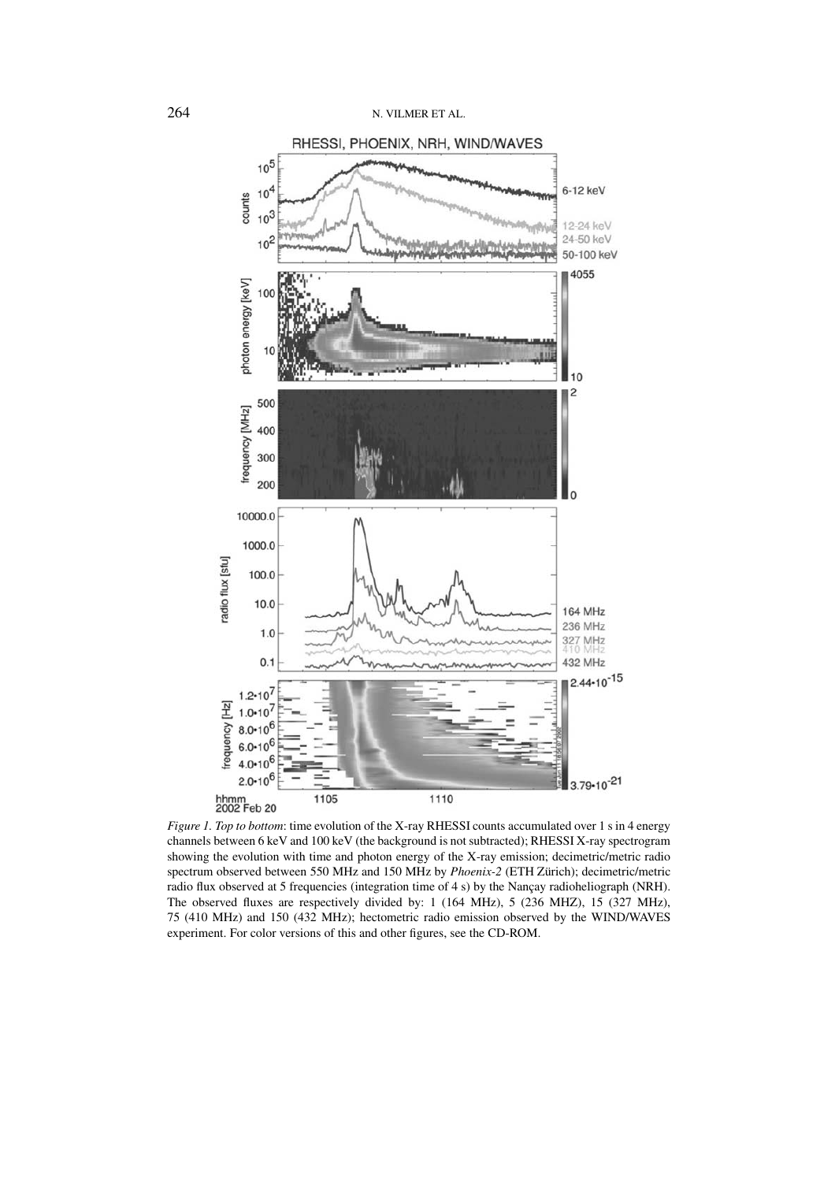*Figure 1. Top to bottom*: time evolution of the X-ray RHESSI counts accumulated over 1 s in 4 energy channels between 6 keV and 100 keV (the background is not subtracted); RHESSI X-ray spectrogram showing the evolution with time and photon energy of the X-ray emission; decimetric/metric radio spectrum observed between 550 MHz and 150 MHz by *Phoenix-2* (ETH Zürich); decimetric/metric radio flux observed at 5 frequencies (integration time of 4 s) by the Nançay radioheliograph (NRH). The observed fluxes are respectively divided by: 1 (164 MHz), 5 (236 MHZ), 15 (327 MHz), 75 (410 MHz) and 150 (432 MHz); hectometric radio emission observed by the WIND/WAVES experiment. For color versions of this and other figures, see the CD-ROM.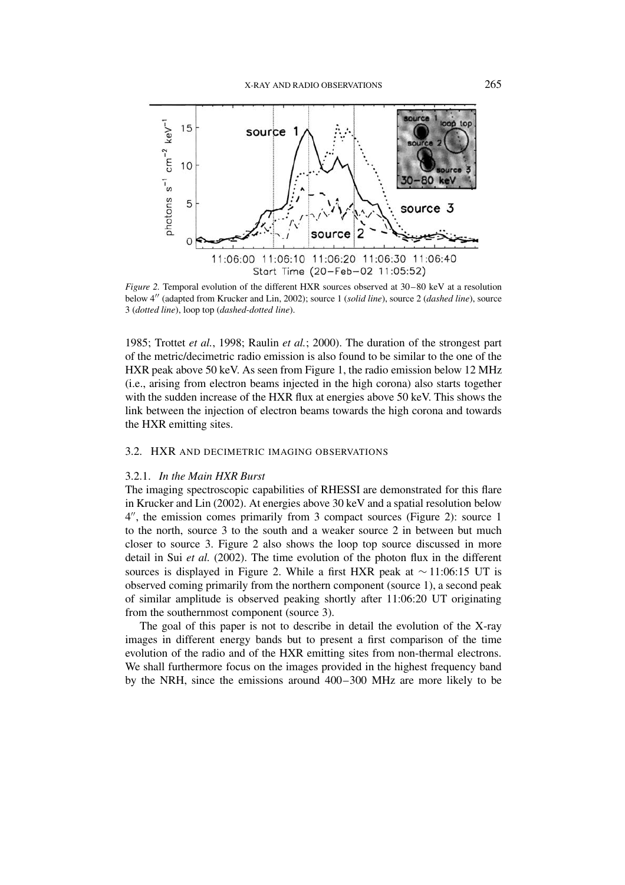*Figure 2.* Temporal evolution of the different HXR sources observed at 30–80 keV at a resolution below 4″ (adapted from Krucker and Lin, 2002); source 1 (*solid line*), source 2 (*dashed line*), source 3 (*dotted line*), loop top (*dashed-dotted line*).

1985; Trottet *et al.*, 1998; Raulin *et al.*; 2000). The duration of the strongest part of the metric/decimetric radio emission is also found to be similar to the one of the HXR peak above 50 keV. As seen from Figure 1, the radio emission below 12 MHz (i.e., arising from electron beams injected in the high corona) also starts together with the sudden increase of the HXR flux at energies above 50 keV. This shows the link between the injection of electron beams towards the high corona and towards the HXR emitting sites.

### 3.2. HXR and decimetric imaging observations

#### 3.2.1. *In the Main HXR Burst*

The imaging spectroscopic capabilities of RHESSI are demonstrated for this flare in Krucker and Lin (2002). At energies above 30 keV and a spatial resolution below 4″, the emission comes primarily from 3 compact sources (Figure 2): source 1 to the north, source 3 to the south and a weaker source 2 in between but much closer to source 3. Figure 2 also shows the loop top source discussed in more detail in Sui *et al.* (2002). The time evolution of the photon flux in the different sources is displayed in Figure 2. While a first HXR peak at $\sim$ 11:06:15 UT is observed coming primarily from the northern component (source 1), a second peak of similar amplitude is observed peaking shortly after 11:06:20 UT originating from the southernmost component (source 3).

The goal of this paper is not to describe in detail the evolution of the X-ray images in different energy bands but to present a first comparison of the time evolution of the radio and of the HXR emitting sites from non-thermal electrons. We shall furthermore focus on the images provided in the highest frequency band by the NRH, since the emissions around 400–300 MHz are more likely to be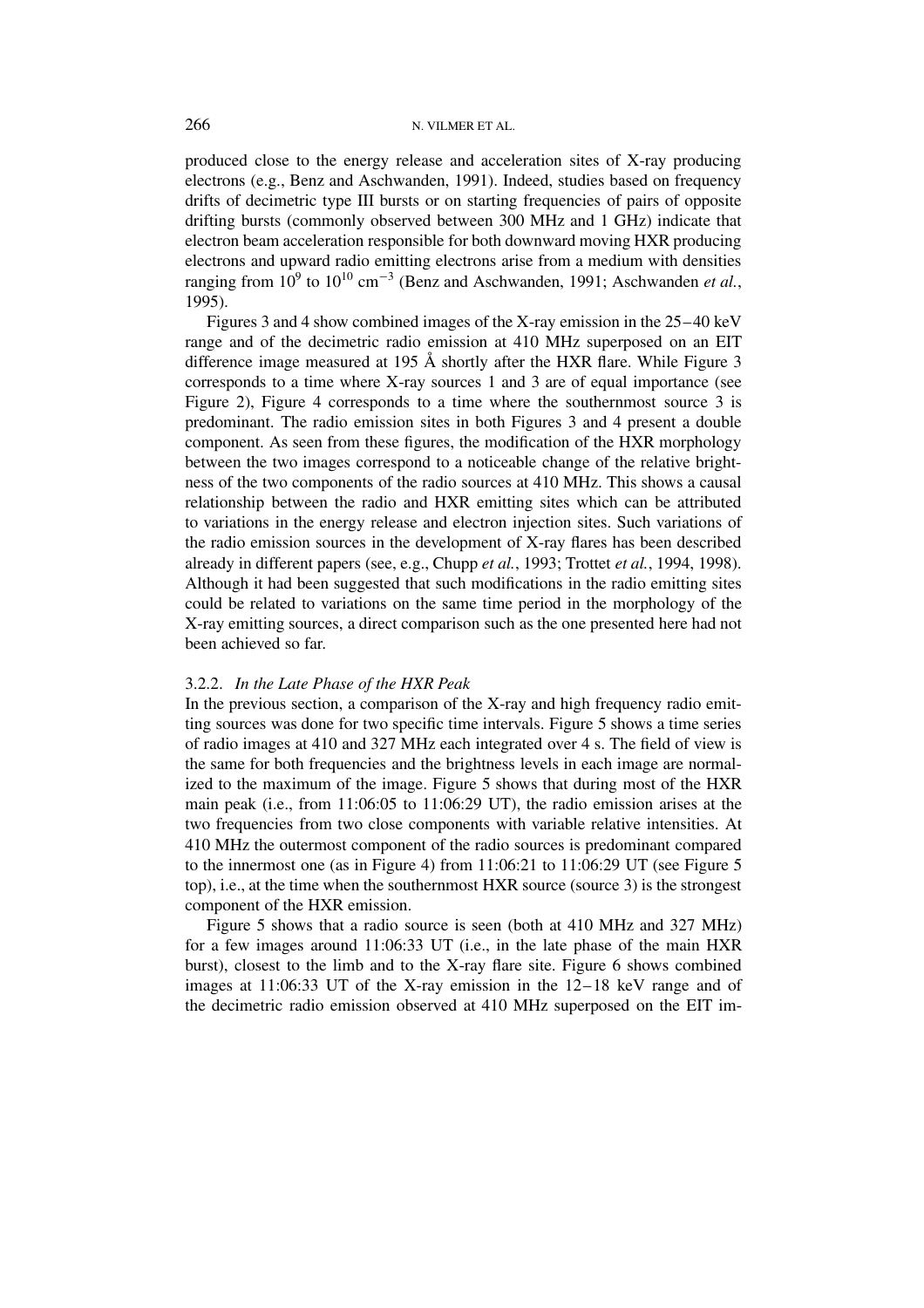produced close to the energy release and acceleration sites of X-ray producing electrons (e.g., Benz and Aschwanden, 1991). Indeed, studies based on frequency drifts of decimetric type III bursts or on starting frequencies of pairs of opposite drifting bursts (commonly observed between 300 MHz and 1 GHz) indicate that electron beam acceleration responsible for both downward moving HXR producing electrons and upward radio emitting electrons arise from a medium with densities ranging from $10^9$ to $10^{10}$ $\mathrm{cm}^{-3}$ (Benz and Aschwanden, 1991; Aschwanden *et al.*, 1995).

Figures 3 and 4 show combined images of the X-ray emission in the 25–40 keV range and of the decimetric radio emission at 410 MHz superposed on an EIT difference image measured at 195 Å shortly after the HXR flare. While Figure 3 corresponds to a time where X-ray sources 1 and 3 are of equal importance (see Figure 2), Figure 4 corresponds to a time where the southernmost source 3 is predominant. The radio emission sites in both Figures 3 and 4 present a double component. As seen from these figures, the modification of the HXR morphology between the two images correspond to a noticeable change of the relative brightness of the two components of the radio sources at 410 MHz. This shows a causal relationship between the radio and HXR emitting sites which can be attributed to variations in the energy release and electron injection sites. Such variations of the radio emission sources in the development of X-ray flares has been described already in different papers (see, e.g., Chupp *et al.*, 1993; Trottet *et al.*, 1994, 1998). Although it had been suggested that such modifications in the radio emitting sites could be related to variations on the same time period in the morphology of the X-ray emitting sources, a direct comparison such as the one presented here had not been achieved so far.

#### 3.2.2. *In the Late Phase of the HXR Peak*

In the previous section, a comparison of the X-ray and high frequency radio emitting sources was done for two specific time intervals. Figure 5 shows a time series of radio images at 410 and 327 MHz each integrated over 4 s. The field of view is the same for both frequencies and the brightness levels in each image are normalized to the maximum of the image. Figure 5 shows that during most of the HXR main peak (i.e., from 11:06:05 to 11:06:29 UT), the radio emission arises at the two frequencies from two close components with variable relative intensities. At 410 MHz the outermost component of the radio sources is predominant compared to the innermost one (as in Figure 4) from 11:06:21 to 11:06:29 UT (see Figure 5 top), i.e., at the time when the southernmost HXR source (source 3) is the strongest component of the HXR emission.

Figure 5 shows that a radio source is seen (both at 410 MHz and 327 MHz) for a few images around 11:06:33 UT (i.e., in the late phase of the main HXR burst), closest to the limb and to the X-ray flare site. Figure 6 shows combined images at 11:06:33 UT of the X-ray emission in the 12–18 keV range and of the decimetric radio emission observed at 410 MHz superposed on the EIT im-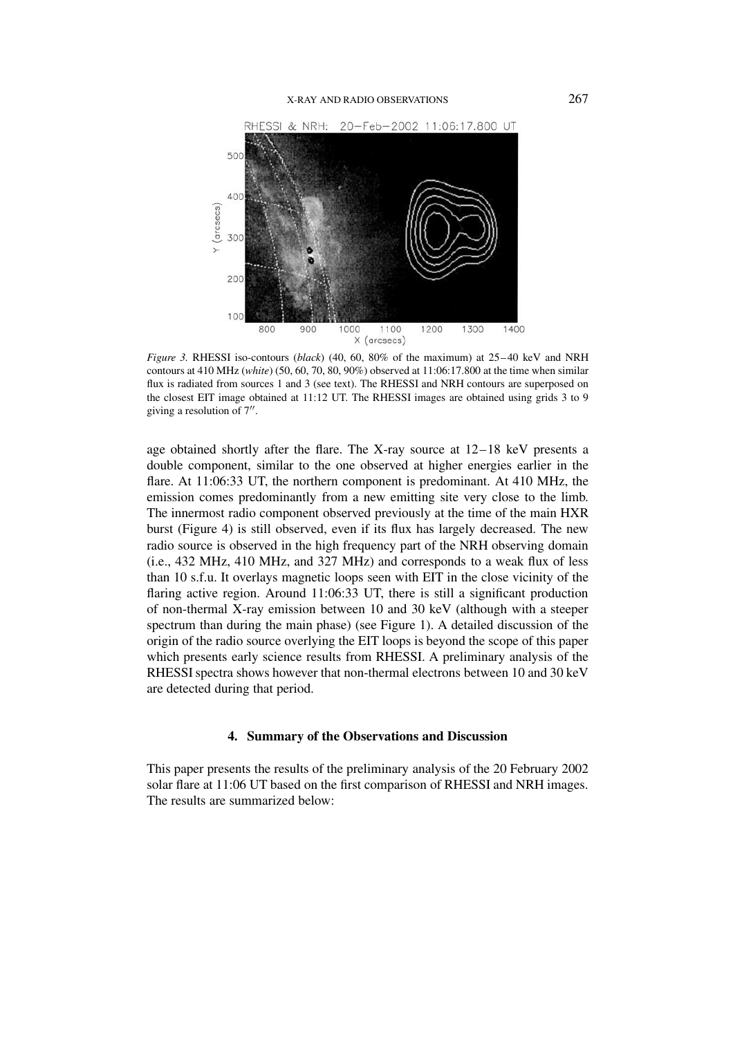*Figure 3.* RHESSI iso-contours (*black*) (40, 60, 80% of the maximum) at 25 – 40 keV and NRH contours at 410 MHz (*white*) (50, 60, 70, 80, 90%) observed at 11:06:17.800 at the time when similar flux is radiated from sources 1 and 3 (see text). The RHESSI and NRH contours are superposed on the closest EIT image obtained at 11:12 UT. The RHESSI images are obtained using grids 3 to 9 giving a resolution of 7″.

age obtained shortly after the flare. The X-ray source at 12 – 18 keV presents a double component, similar to the one observed at higher energies earlier in the flare. At 11:06:33 UT, the northern component is predominant. At 410 MHz, the emission comes predominantly from a new emitting site very close to the limb. The innermost radio component observed previously at the time of the main HXR burst (Figure 4) is still observed, even if its flux has largely decreased. The new radio source is observed in the high frequency part of the NRH observing domain (i.e., 432 MHz, 410 MHz, and 327 MHz) and corresponds to a weak flux of less than 10 s.f.u. It overlays magnetic loops seen with EIT in the close vicinity of the flaring active region. Around 11:06:33 UT, there is still a significant production of non-thermal X-ray emission between 10 and 30 keV (although with a steeper spectrum than during the main phase) (see Figure 1). A detailed discussion of the origin of the radio source overlying the EIT loops is beyond the scope of this paper which presents early science results from RHESSI. A preliminary analysis of the RHESSI spectra shows however that non-thermal electrons between 10 and 30 keV are detected during that period.

## 4. Summary of the Observations and Discussion

This paper presents the results of the preliminary analysis of the 20 February 2002 solar flare at 11:06 UT based on the first comparison of RHESSI and NRH images. The results are summarized below: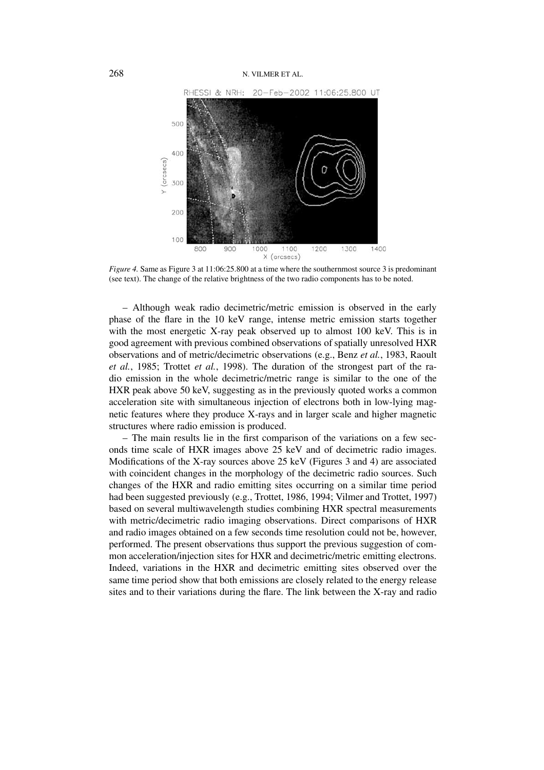*Figure 4.* Same as Figure 3 at 11:06:25.800 at a time where the southernmost source 3 is predominant (see text). The change of the relative brightness of the two radio components has to be noted.

– Although weak radio decimetric/metric emission is observed in the early phase of the flare in the 10 keV range, intense metric emission starts together with the most energetic X-ray peak observed up to almost 100 keV. This is in good agreement with previous combined observations of spatially unresolved HXR observations and of metric/decimetric observations (e.g., Benz *et al.*, 1983, Raoult *et al.*, 1985; Trottet *et al.*, 1998). The duration of the strongest part of the radio emission in the whole decimetric/metric range is similar to the one of the HXR peak above 50 keV, suggesting as in the previously quoted works a common acceleration site with simultaneous injection of electrons both in low-lying magnetic features where they produce X-rays and in larger scale and higher magnetic structures where radio emission is produced.

– The main results lie in the first comparison of the variations on a few seconds time scale of HXR images above 25 keV and of decimetric radio images. Modifications of the X-ray sources above 25 keV (Figures 3 and 4) are associated with coincident changes in the morphology of the decimetric radio sources. Such changes of the HXR and radio emitting sites occurring on a similar time period had been suggested previously (e.g., Trottet, 1986, 1994; Vilmer and Trottet, 1997) based on several multiwavelength studies combining HXR spectral measurements with metric/decimetric radio imaging observations. Direct comparisons of HXR and radio images obtained on a few seconds time resolution could not be, however, performed. The present observations thus support the previous suggestion of common acceleration/injection sites for HXR and decimetric/metric emitting electrons. Indeed, variations in the HXR and decimetric emitting sites observed over the same time period show that both emissions are closely related to the energy release sites and to their variations during the flare. The link between the X-ray and radio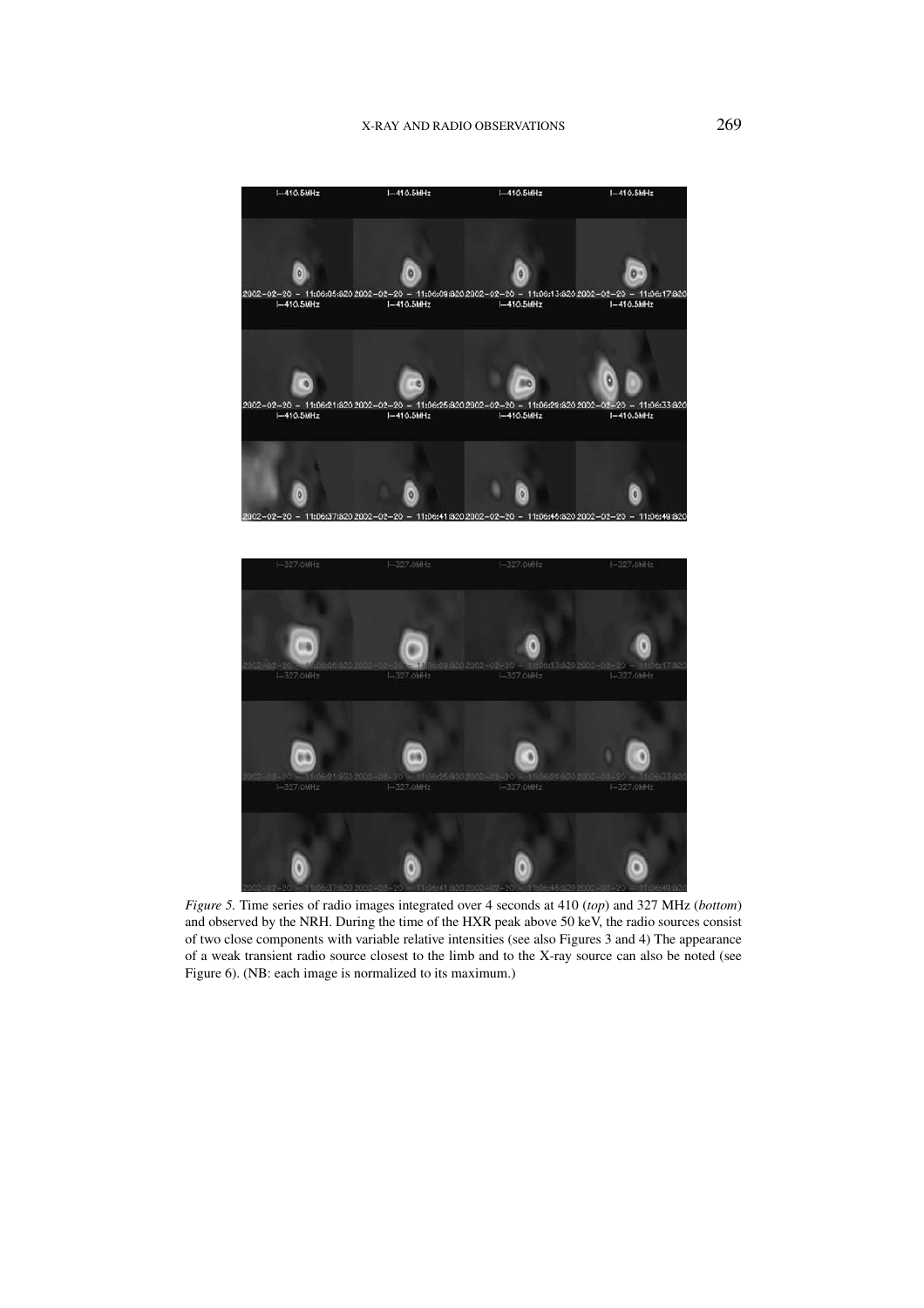*Figure 5.* Time series of radio images integrated over 4 seconds at 410 (*top*) and 327 MHz (*bottom*) and observed by the NRH. During the time of the HXR peak above 50 keV, the radio sources consist of two close components with variable relative intensities (see also Figures 3 and 4) The appearance of a weak transient radio source closest to the limb and to the X-ray source can also be noted (see Figure 6). (NB: each image is normalized to its maximum.)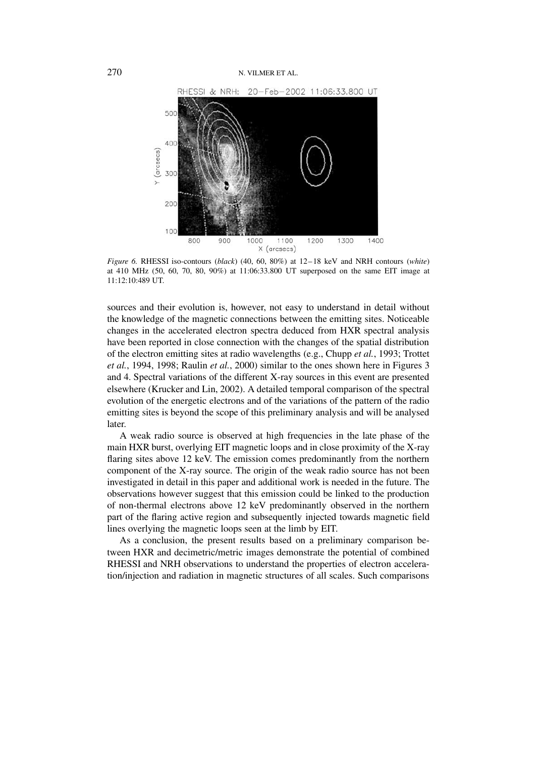*Figure 6.* RHESSI iso-contours (*black*) (40, 60, 80%) at 12 – 18 keV and NRH contours (*white*) at 410 MHz (50, 60, 70, 80, 90%) at 11:06:33.800 UT superposed on the same EIT image at 11:12:10:489 UT.

sources and their evolution is, however, not easy to understand in detail without the knowledge of the magnetic connections between the emitting sites. Noticeable changes in the accelerated electron spectra deduced from HXR spectral analysis have been reported in close connection with the changes of the spatial distribution of the electron emitting sites at radio wavelengths (e.g., Chupp *et al.*, 1993; Trottet *et al.*, 1994, 1998; Raulin *et al.*, 2000) similar to the ones shown here in Figures 3 and 4. Spectral variations of the different X-ray sources in this event are presented elsewhere (Krucker and Lin, 2002). A detailed temporal comparison of the spectral evolution of the energetic electrons and of the variations of the pattern of the radio emitting sites is beyond the scope of this preliminary analysis and will be analysed later.

A weak radio source is observed at high frequencies in the late phase of the main HXR burst, overlying EIT magnetic loops and in close proximity of the X-ray flaring sites above 12 keV. The emission comes predominantly from the northern component of the X-ray source. The origin of the weak radio source has not been investigated in detail in this paper and additional work is needed in the future. The observations however suggest that this emission could be linked to the production of non-thermal electrons above 12 keV predominantly observed in the northern part of the flaring active region and subsequently injected towards magnetic field lines overlying the magnetic loops seen at the limb by EIT.

As a conclusion, the present results based on a preliminary comparison between HXR and decimetric/metric images demonstrate the potential of combined RHESSI and NRH observations to understand the properties of electron acceleration/injection and radiation in magnetic structures of all scales. Such comparisons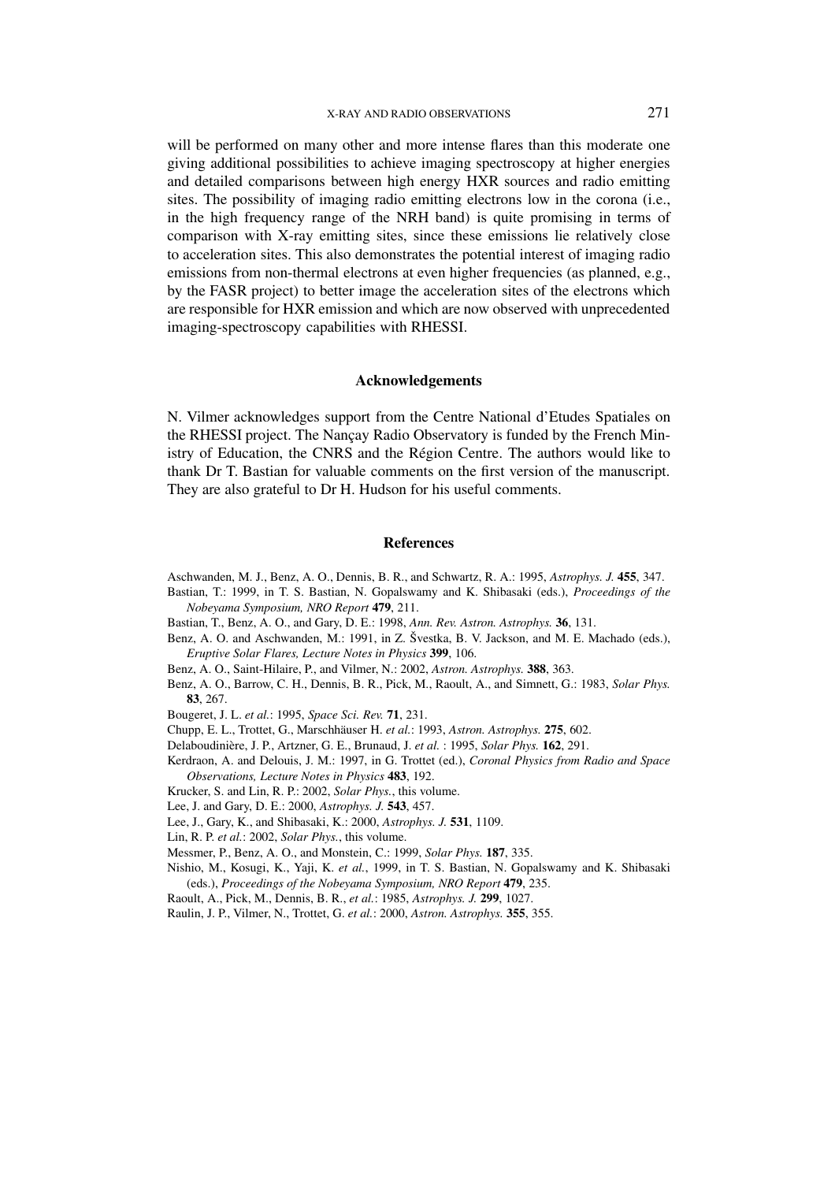will be performed on many other and more intense flares than this moderate one giving additional possibilities to achieve imaging spectroscopy at higher energies and detailed comparisons between high energy HXR sources and radio emitting sites. The possibility of imaging radio emitting electrons low in the corona (i.e., in the high frequency range of the NRH band) is quite promising in terms of comparison with X-ray emitting sites, since these emissions lie relatively close to acceleration sites. This also demonstrates the potential interest of imaging radio emissions from non-thermal electrons at even higher frequencies (as planned, e.g., by the FASR project) to better image the acceleration sites of the electrons which are responsible for HXR emission and which are now observed with unprecedented imaging-spectroscopy capabilities with RHESSI.

## Acknowledgements

N. Vilmer acknowledges support from the Centre National d'Etudes Spatiales on the RHESSI project. The Nançay Radio Observatory is funded by the French Ministry of Education, the CNRS and the Région Centre. The authors would like to thank Dr T. Bastian for valuable comments on the first version of the manuscript. They are also grateful to Dr H. Hudson for his useful comments.

## References

Aschwanden, M. J., Benz, A. O., Dennis, B. R., and Schwartz, R. A.: 1995, *Astrophys. J.* **455**, 347.

Bastian, T.: 1999, in T. S. Bastian, N. Gopalswamy and K. Shibasaki (eds.), *Proceedings of the Nobeyama Symposium, NRO Report* **479**, 211.

Bastian, T., Benz, A. O., and Gary, D. E.: 1998, *Ann. Rev. Astron. Astrophys.* **36**, 131.

Benz, A. O. and Aschwanden, M.: 1991, in Z. Švestka, B. V. Jackson, and M. E. Machado (eds.), *Eruptive Solar Flares, Lecture Notes in Physics* **399**, 106.

Benz, A. O., Saint-Hilaire, P., and Vilmer, N.: 2002, *Astron. Astrophys.* **388**, 363.

Benz, A. O., Barrow, C. H., Dennis, B. R., Pick, M., Raoult, A., and Simnett, G.: 1983, *Solar Phys.* **83**, 267.

Bougeret, J. L. *et al.*: 1995, *Space Sci. Rev.* **71**, 231.

Chupp, E. L., Trottet, G., Marschhäuser H. *et al.*: 1993, *Astron. Astrophys.* **275**, 602.

Delaboudinière, J. P., Artzner, G. E., Brunaud, J. *et al.* : 1995, *Solar Phys.* **162**, 291.

Kerdraon, A. and Delouis, J. M.: 1997, in G. Trottet (ed.), *Coronal Physics from Radio and Space Observations, Lecture Notes in Physics* **483**, 192.

Krucker, S. and Lin, R. P.: 2002, *Solar Phys.*, this volume.

Lee, J. and Gary, D. E.: 2000, *Astrophys. J.* **543**, 457.

Lee, J., Gary, K., and Shibasaki, K.: 2000, *Astrophys. J.* **531**, 1109.

Lin, R. P. *et al.*: 2002, *Solar Phys.*, this volume.

Messmer, P., Benz, A. O., and Monstein, C.: 1999, *Solar Phys.* **187**, 335.

Nishio, M., Kosugi, K., Yaji, K. *et al.*, 1999, in T. S. Bastian, N. Gopalswamy and K. Shibasaki (eds.), *Proceedings of the Nobeyama Symposium, NRO Report* **479**, 235.

Raoult, A., Pick, M., Dennis, B. R., *et al.*: 1985, *Astrophys. J.* **299**, 1027.

Raulin, J. P., Vilmer, N., Trottet, G. *et al.*: 2000, *Astron. Astrophys.* **355**, 355.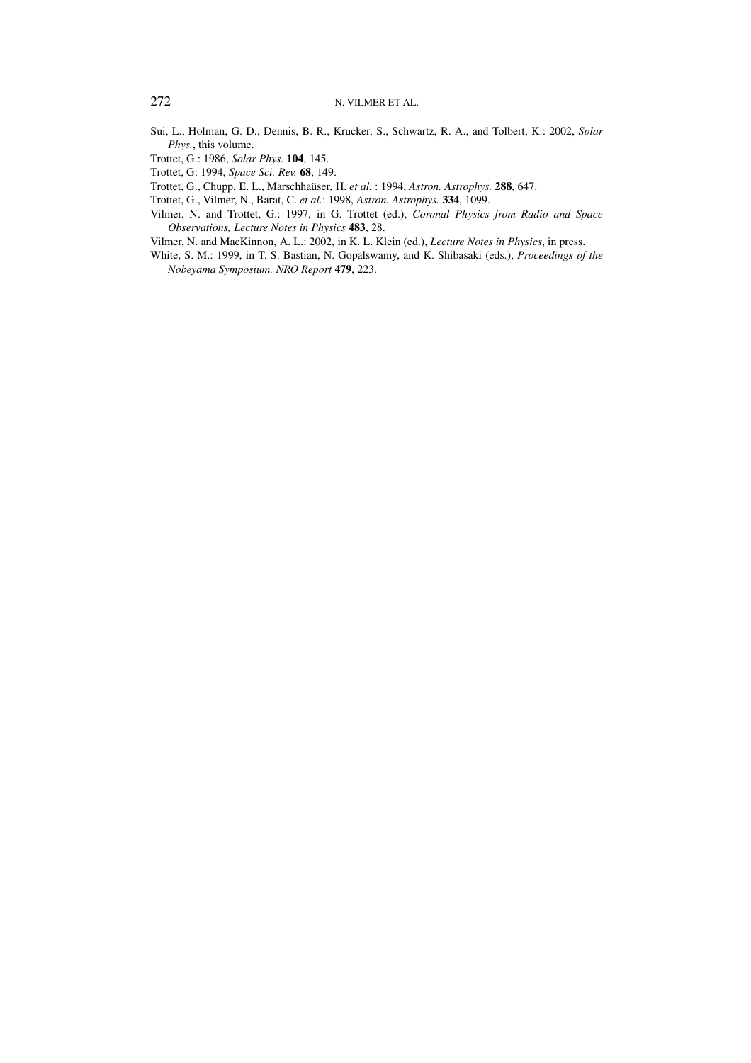Sui, L., Holman, G. D., Dennis, B. R., Krucker, S., Schwartz, R. A., and Tolbert, K.: 2002, *Solar Phys.*, this volume.

Trottet, G.: 1986, *Solar Phys.* **104**, 145.

Trottet, G: 1994, *Space Sci. Rev.* **68**, 149.

Trottet, G., Chupp, E. L., Marschhaüser, H. *et al.* : 1994, *Astron. Astrophys.* **288**, 647.

Trottet, G., Vilmer, N., Barat, C. *et al.*: 1998, *Astron. Astrophys.* **334**, 1099.

Vilmer, N. and Trottet, G.: 1997, in G. Trottet (ed.), *Coronal Physics from Radio and Space Observations, Lecture Notes in Physics* **483**, 28.

Vilmer, N. and MacKinnon, A. L.: 2002, in K. L. Klein (ed.), *Lecture Notes in Physics*, in press.

White, S. M.: 1999, in T. S. Bastian, N. Gopalswamy, and K. Shibasaki (eds.), *Proceedings of the Nobeyama Symposium, NRO Report* **479**, 223.